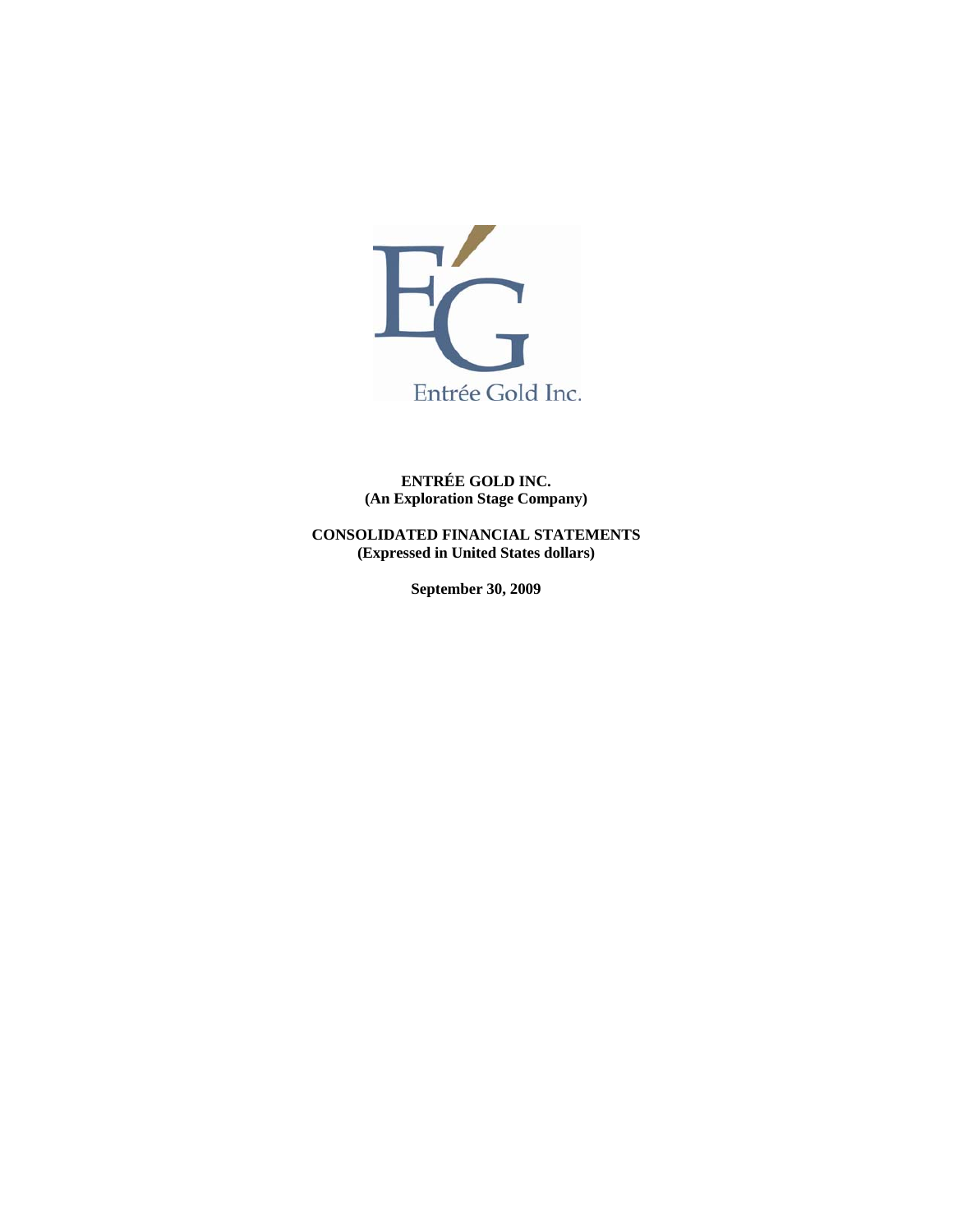Entrée Gold Inc.

**ENTRÉE GOLD INC.**
**(An Exploration Stage Company)**

**CONSOLIDATED FINANCIAL STATEMENTS**
**(Expressed in United States dollars)**

**September 30, 2009**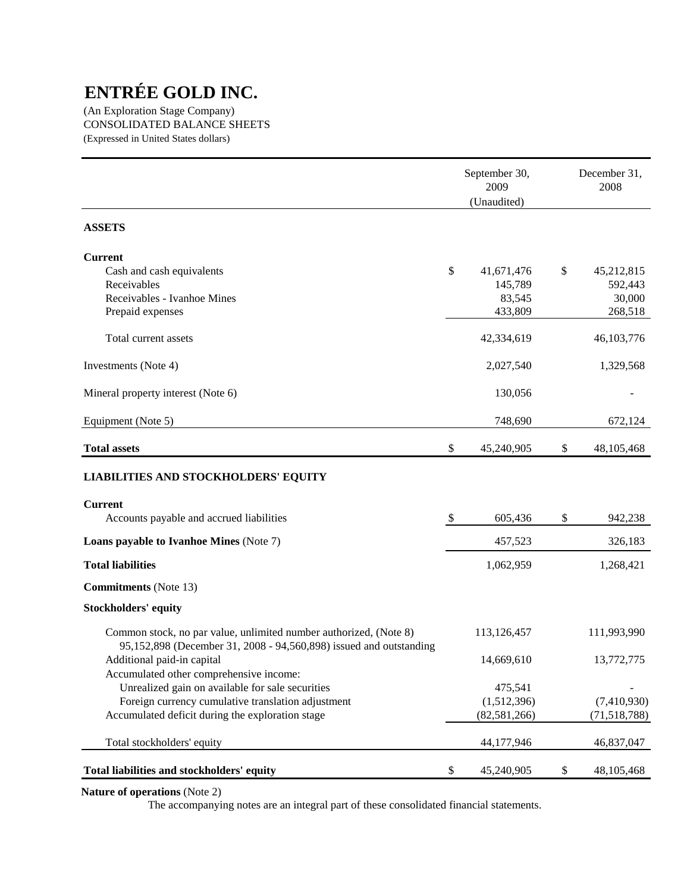# ENTRÉE GOLD INC.

(An Exploration Stage Company)
CONSOLIDATED BALANCE SHEETS
(Expressed in United States dollars)

| | September 30, 2009 (Unaudited) | December 31, 2008 |
|---|---|---|
| **ASSETS** | | |
| **Current** | | |
| Cash and cash equivalents | $ 41,671,476 | $ 45,212,815 |
| Receivables | 145,789 | 592,443 |
| Receivables - Ivanhoe Mines | 83,545 | 30,000 |
| Prepaid expenses | 433,809 | 268,518 |
| Total current assets | 42,334,619 | 46,103,776 |
| Investments (Note 4) | 2,027,540 | 1,329,568 |
| Mineral property interest (Note 6) | 130,056 | - |
| Equipment (Note 5) | 748,690 | 672,124 |
| **Total assets** | $ 45,240,905 | $ 48,105,468 |
| **LIABILITIES AND STOCKHOLDERS' EQUITY** | | |
| **Current** | | |
| Accounts payable and accrued liabilities | $ 605,436 | $ 942,238 |
| **Loans payable to Ivanhoe Mines** (Note 7) | 457,523 | 326,183 |
| **Total liabilities** | 1,062,959 | 1,268,421 |
| **Commitments** (Note 13) | | |
| **Stockholders' equity** | | |
| Common stock, no par value, unlimited number authorized, (Note 8) 95,152,898 (December 31, 2008 - 94,560,898) issued and outstanding | 113,126,457 | 111,993,990 |
| Additional paid-in capital | 14,669,610 | 13,772,775 |
| Accumulated other comprehensive income: | | |
| Unrealized gain on available for sale securities | 475,541 | - |
| Foreign currency cumulative translation adjustment | (1,512,396) | (7,410,930) |
| Accumulated deficit during the exploration stage | (82,581,266) | (71,518,788) |
| Total stockholders' equity | 44,177,946 | 46,837,047 |
| **Total liabilities and stockholders' equity** | $ 45,240,905 | $ 48,105,468 |

**Nature of operations** (Note 2)

The accompanying notes are an integral part of these consolidated financial statements.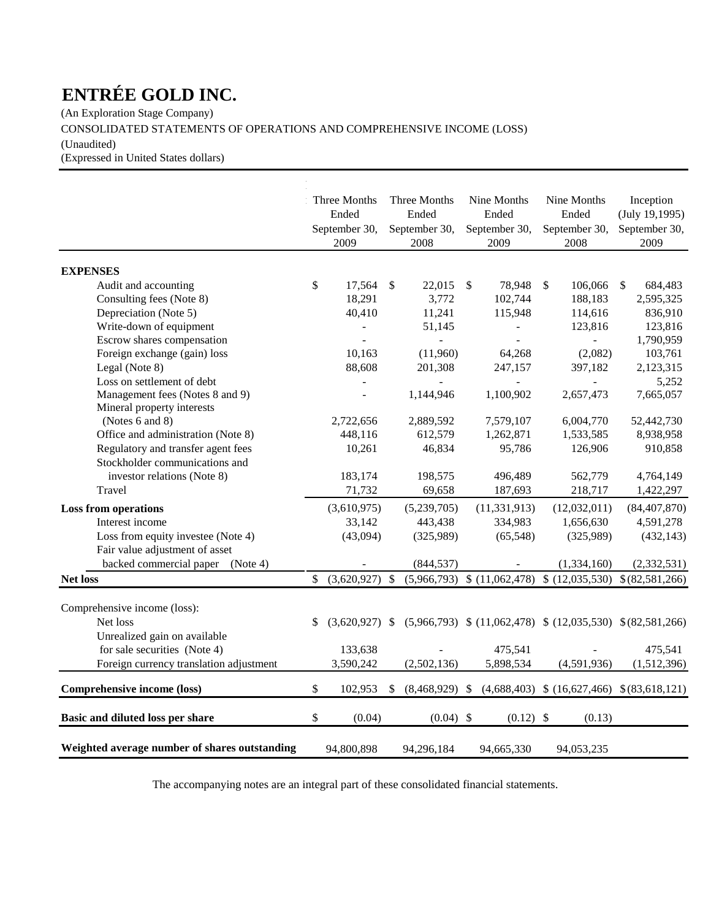# ENTRÉE GOLD INC.

(An Exploration Stage Company)

CONSOLIDATED STATEMENTS OF OPERATIONS AND COMPREHENSIVE INCOME (LOSS)

(Unaudited)

(Expressed in United States dollars)

| | Three Months Ended September 30, 2009 | Three Months Ended September 30, 2008 | Nine Months Ended September 30, 2009 | Nine Months Ended September 30, 2008 | Inception (July 19,1995) September 30, 2009 |
|---|---|---|---|---|---|
| **EXPENSES** | | | | | |
| Audit and accounting | $ 17,564 | $ 22,015 | $ 78,948 | $ 106,066 | $ 684,483 |
| Consulting fees (Note 8) | 18,291 | 3,772 | 102,744 | 188,183 | 2,595,325 |
| Depreciation (Note 5) | 40,410 | 11,241 | 115,948 | 114,616 | 836,910 |
| Write-down of equipment | - | 51,145 | - | 123,816 | 123,816 |
| Escrow shares compensation | - | - | - | - | 1,790,959 |
| Foreign exchange (gain) loss | 10,163 | (11,960) | 64,268 | (2,082) | 103,761 |
| Legal (Note 8) | 88,608 | 201,308 | 247,157 | 397,182 | 2,123,315 |
| Loss on settlement of debt | - | - | - | - | 5,252 |
| Management fees (Notes 8 and 9) | - | 1,144,946 | 1,100,902 | 2,657,473 | 7,665,057 |
| Mineral property interests (Notes 6 and 8) | 2,722,656 | 2,889,592 | 7,579,107 | 6,004,770 | 52,442,730 |
| Office and administration (Note 8) | 448,116 | 612,579 | 1,262,871 | 1,533,585 | 8,938,958 |
| Regulatory and transfer agent fees | 10,261 | 46,834 | 95,786 | 126,906 | 910,858 |
| Stockholder communications and investor relations (Note 8) | 183,174 | 198,575 | 496,489 | 562,779 | 4,764,149 |
| Travel | 71,732 | 69,658 | 187,693 | 218,717 | 1,422,297 |
| **Loss from operations** | (3,610,975) | (5,239,705) | (11,331,913) | (12,032,011) | (84,407,870) |
| Interest income | 33,142 | 443,438 | 334,983 | 1,656,630 | 4,591,278 |
| Loss from equity investee (Note 4) | (43,094) | (325,989) | (65,548) | (325,989) | (432,143) |
| Fair value adjustment of asset backed commercial paper (Note 4) | - | (844,537) | - | (1,334,160) | (2,332,531) |
| **Net loss** | $ (3,620,927) | $ (5,966,793) | $ (11,062,478) | $ (12,035,530) | $ (82,581,266) |
| Comprehensive income (loss): | | | | | |
| Net loss | $ (3,620,927) | $ (5,966,793) | $ (11,062,478) | $ (12,035,530) | $ (82,581,266) |
| Unrealized gain on available for sale securities (Note 4) | 133,638 | - | 475,541 | - | 475,541 |
| Foreign currency translation adjustment | 3,590,242 | (2,502,136) | 5,898,534 | (4,591,936) | (1,512,396) |
| **Comprehensive income (loss)** | $ 102,953 | $ (8,468,929) | $ (4,688,403) | $ (16,627,466) | $ (83,618,121) |
| **Basic and diluted loss per share** | $ (0.04) | (0.04) | $ (0.12) | $ (0.13) | |
| **Weighted average number of shares outstanding** | 94,800,898 | 94,296,184 | 94,665,330 | 94,053,235 | |

The accompanying notes are an integral part of these consolidated financial statements.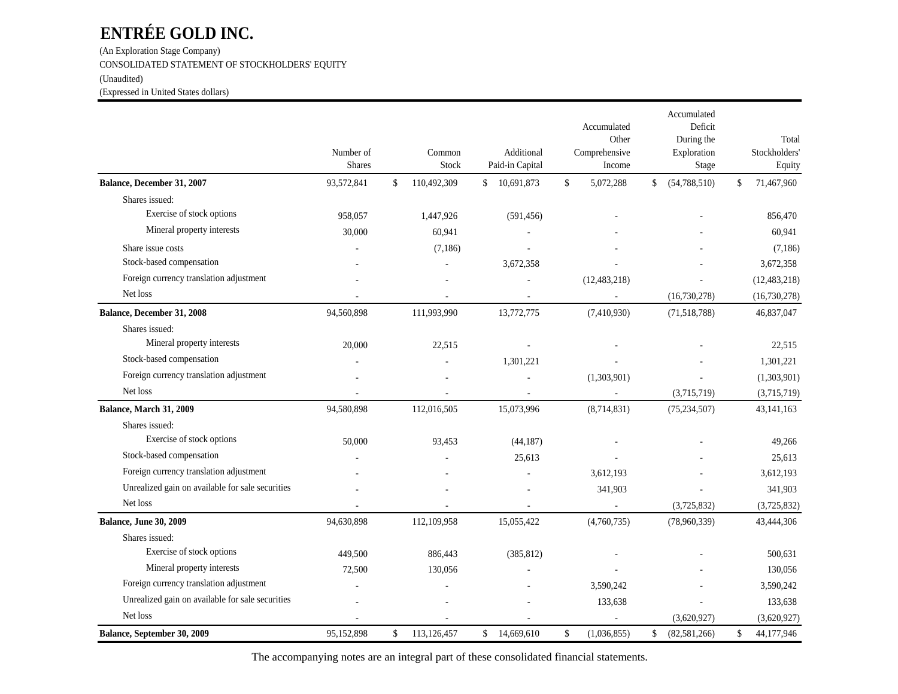# ENTRÉE GOLD INC.

(An Exploration Stage Company)

CONSOLIDATED STATEMENT OF STOCKHOLDERS' EQUITY

(Unaudited)

(Expressed in United States dollars)

| | Number of Shares | Common Stock | Additional Paid-in Capital | Accumulated Other Comprehensive Income | Accumulated Deficit During the Exploration Stage | Total Stockholders' Equity |
|---|---|---|---|---|---|---|
| **Balance, December 31, 2007** | 93,572,841 | $ 110,492,309 | $ 10,691,873 | $ 5,072,288 | $ (54,788,510) | $ 71,467,960 |
| Shares issued: | | | | | | |
| Exercise of stock options | 958,057 | 1,447,926 | (591,456) | - | - | 856,470 |
| Mineral property interests | 30,000 | 60,941 | - | - | - | 60,941 |
| Share issue costs | - | (7,186) | - | - | - | (7,186) |
| Stock-based compensation | - | - | 3,672,358 | - | - | 3,672,358 |
| Foreign currency translation adjustment | - | - | - | (12,483,218) | - | (12,483,218) |
| Net loss | - | - | - | - | (16,730,278) | (16,730,278) |
| **Balance, December 31, 2008** | 94,560,898 | 111,993,990 | 13,772,775 | (7,410,930) | (71,518,788) | 46,837,047 |
| Shares issued: | | | | | | |
| Mineral property interests | 20,000 | 22,515 | - | - | - | 22,515 |
| Stock-based compensation | - | - | 1,301,221 | - | - | 1,301,221 |
| Foreign currency translation adjustment | - | - | - | (1,303,901) | - | (1,303,901) |
| Net loss | - | - | - | - | (3,715,719) | (3,715,719) |
| **Balance, March 31, 2009** | 94,580,898 | 112,016,505 | 15,073,996 | (8,714,831) | (75,234,507) | 43,141,163 |
| Shares issued: | | | | | | |
| Exercise of stock options | 50,000 | 93,453 | (44,187) | - | - | 49,266 |
| Stock-based compensation | - | - | 25,613 | - | - | 25,613 |
| Foreign currency translation adjustment | - | - | - | 3,612,193 | - | 3,612,193 |
| Unrealized gain on available for sale securities | - | - | - | 341,903 | - | 341,903 |
| Net loss | - | - | - | - | (3,725,832) | (3,725,832) |
| **Balance, June 30, 2009** | 94,630,898 | 112,109,958 | 15,055,422 | (4,760,735) | (78,960,339) | 43,444,306 |
| Shares issued: | | | | | | |
| Exercise of stock options | 449,500 | 886,443 | (385,812) | - | - | 500,631 |
| Mineral property interests | 72,500 | 130,056 | - | - | - | 130,056 |
| Foreign currency translation adjustment | - | - | - | 3,590,242 | - | 3,590,242 |
| Unrealized gain on available for sale securities | - | - | - | 133,638 | - | 133,638 |
| Net loss | - | - | - | - | (3,620,927) | (3,620,927) |
| **Balance, September 30, 2009** | 95,152,898 | $ 113,126,457 | $ 14,669,610 | $ (1,036,855) | $ (82,581,266) | $ 44,177,946 |

The accompanying notes are an integral part of these consolidated financial statements.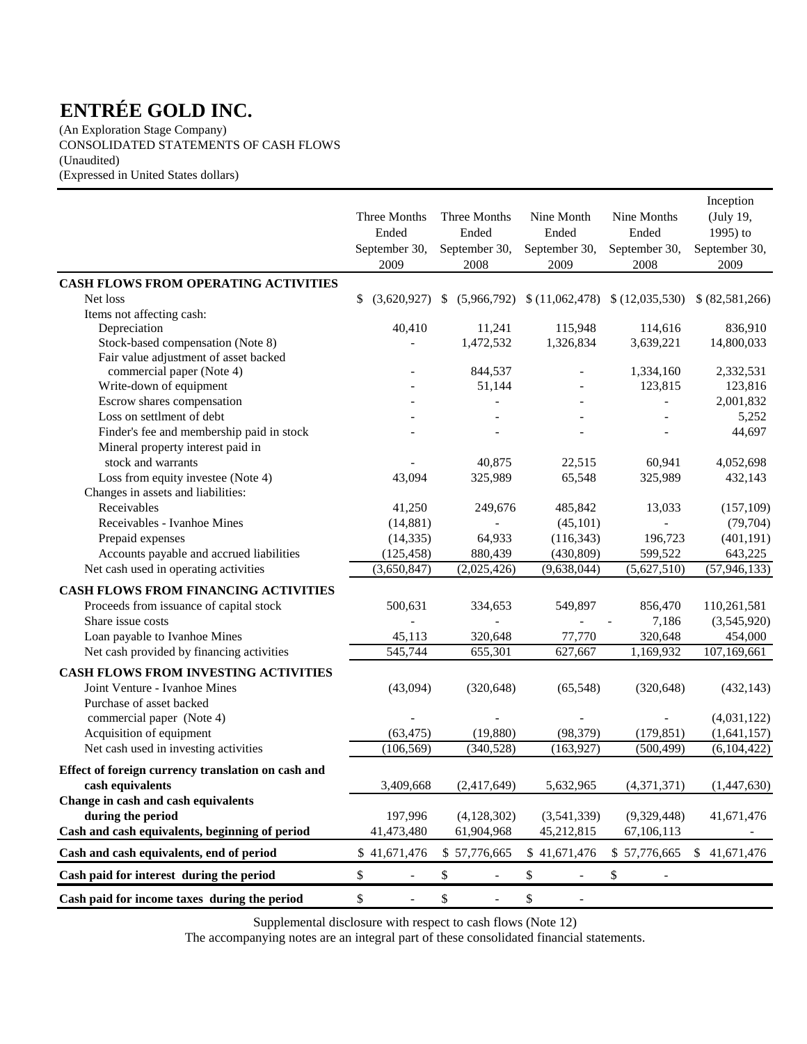# ENTRÉE GOLD INC.

(An Exploration Stage Company)
CONSOLIDATED STATEMENTS OF CASH FLOWS
(Unaudited)
(Expressed in United States dollars)

| | Three Months Ended September 30, 2009 | Three Months Ended September 30, 2008 | Nine Month Ended September 30, 2009 | Nine Months Ended September 30, 2008 | Inception (July 19, 1995) to September 30, 2009 |
|---|---|---|---|---|---|
| **CASH FLOWS FROM OPERATING ACTIVITIES** | | | | | |
| Net loss | $ (3,620,927) | $ (5,966,792) | $ (11,062,478) | $ (12,035,530) | $ (82,581,266) |
| Items not affecting cash: | | | | | |
| Depreciation | 40,410 | 11,241 | 115,948 | 114,616 | 836,910 |
| Stock-based compensation (Note 8) | - | 1,472,532 | 1,326,834 | 3,639,221 | 14,800,033 |
| Fair value adjustment of asset backed commercial paper (Note 4) | - | 844,537 | - | 1,334,160 | 2,332,531 |
| Write-down of equipment | - | 51,144 | - | 123,815 | 123,816 |
| Escrow shares compensation | - | - | - | - | 2,001,832 |
| Loss on settlment of debt | - | - | - | - | 5,252 |
| Finder's fee and membership paid in stock | - | - | - | - | 44,697 |
| Mineral property interest paid in stock and warrants | - | 40,875 | 22,515 | 60,941 | 4,052,698 |
| Loss from equity investee (Note 4) | 43,094 | 325,989 | 65,548 | 325,989 | 432,143 |
| Changes in assets and liabilities: | | | | | |
| Receivables | 41,250 | 249,676 | 485,842 | 13,033 | (157,109) |
| Receivables - Ivanhoe Mines | (14,881) | - | (45,101) | - | (79,704) |
| Prepaid expenses | (14,335) | 64,933 | (116,343) | 196,723 | (401,191) |
| Accounts payable and accrued liabilities | (125,458) | 880,439 | (430,809) | 599,522 | 643,225 |
| Net cash used in operating activities | (3,650,847) | (2,025,426) | (9,638,044) | (5,627,510) | (57,946,133) |
| **CASH FLOWS FROM FINANCING ACTIVITIES** | | | | | |
| Proceeds from issuance of capital stock | 500,631 | 334,653 | 549,897 | 856,470 | 110,261,581 |
| Share issue costs | - | - | - | 7,186 | (3,545,920) |
| Loan payable to Ivanhoe Mines | 45,113 | 320,648 | 77,770 | 320,648 | 454,000 |
| Net cash provided by financing activities | 545,744 | 655,301 | 627,667 | 1,169,932 | 107,169,661 |
| **CASH FLOWS FROM INVESTING ACTIVITIES** | | | | | |
| Joint Venture - Ivanhoe Mines | (43,094) | (320,648) | (65,548) | (320,648) | (432,143) |
| Purchase of asset backed commercial paper (Note 4) | - | - | - | - | (4,031,122) |
| Acquisition of equipment | (63,475) | (19,880) | (98,379) | (179,851) | (1,641,157) |
| Net cash used in investing activities | (106,569) | (340,528) | (163,927) | (500,499) | (6,104,422) |
| **Effect of foreign currency translation on cash and cash equivalents** | 3,409,668 | (2,417,649) | 5,632,965 | (4,371,371) | (1,447,630) |
| **Change in cash and cash equivalents during the period** | 197,996 | (4,128,302) | (3,541,339) | (9,329,448) | 41,671,476 |
| **Cash and cash equivalents, beginning of period** | 41,473,480 | 61,904,968 | 45,212,815 | 67,106,113 | - |
| **Cash and cash equivalents, end of period** | $ 41,671,476 | $ 57,776,665 | $ 41,671,476 | $ 57,776,665 | $ 41,671,476 |
| **Cash paid for interest during the period** | $ - | $ - | $ - | $ - | |
| **Cash paid for income taxes during the period** | $ - | $ - | $ - | | |

Supplemental disclosure with respect to cash flows (Note 12)

The accompanying notes are an integral part of these consolidated financial statements.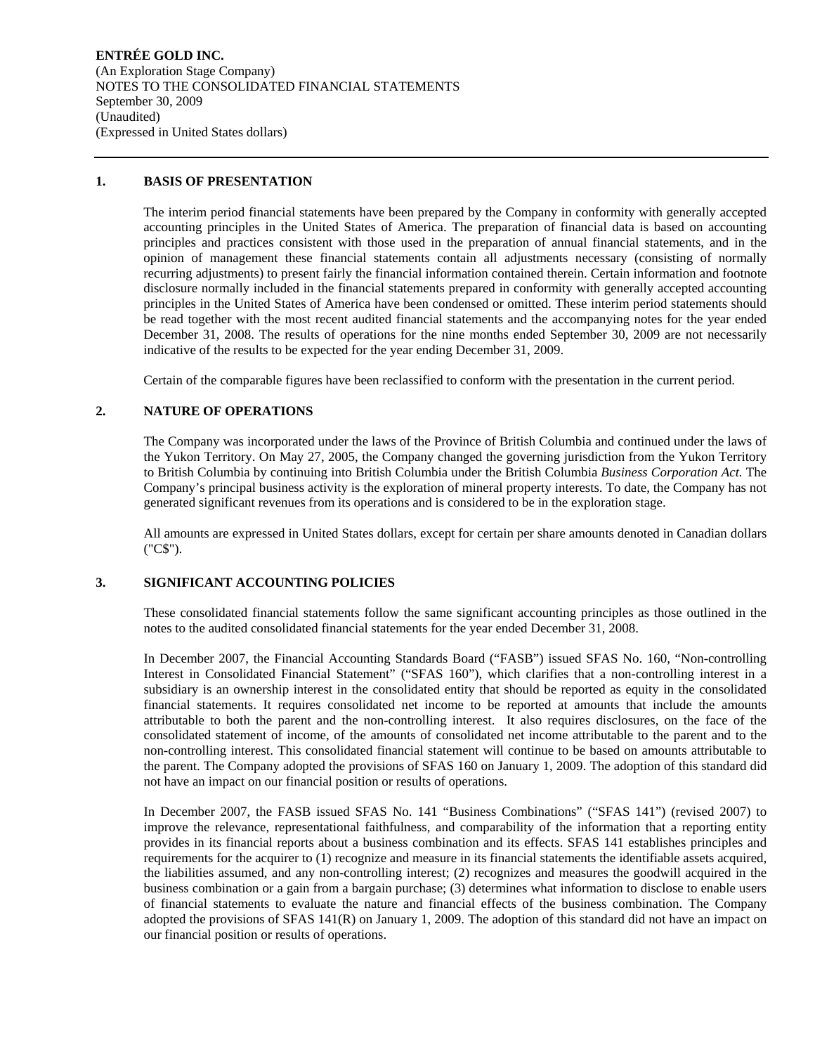**ENTRÉE GOLD INC.**
(An Exploration Stage Company)
NOTES TO THE CONSOLIDATED FINANCIAL STATEMENTS
September 30, 2009
(Unaudited)
(Expressed in United States dollars)

## 1. BASIS OF PRESENTATION

The interim period financial statements have been prepared by the Company in conformity with generally accepted accounting principles in the United States of America. The preparation of financial data is based on accounting principles and practices consistent with those used in the preparation of annual financial statements, and in the opinion of management these financial statements contain all adjustments necessary (consisting of normally recurring adjustments) to present fairly the financial information contained therein. Certain information and footnote disclosure normally included in the financial statements prepared in conformity with generally accepted accounting principles in the United States of America have been condensed or omitted. These interim period statements should be read together with the most recent audited financial statements and the accompanying notes for the year ended December 31, 2008. The results of operations for the nine months ended September 30, 2009 are not necessarily indicative of the results to be expected for the year ending December 31, 2009.

Certain of the comparable figures have been reclassified to conform with the presentation in the current period.

## 2. NATURE OF OPERATIONS

The Company was incorporated under the laws of the Province of British Columbia and continued under the laws of the Yukon Territory. On May 27, 2005, the Company changed the governing jurisdiction from the Yukon Territory to British Columbia by continuing into British Columbia under the British Columbia *Business Corporation Act.* The Company's principal business activity is the exploration of mineral property interests. To date, the Company has not generated significant revenues from its operations and is considered to be in the exploration stage.

All amounts are expressed in United States dollars, except for certain per share amounts denoted in Canadian dollars ("C$").

## 3. SIGNIFICANT ACCOUNTING POLICIES

These consolidated financial statements follow the same significant accounting principles as those outlined in the notes to the audited consolidated financial statements for the year ended December 31, 2008.

In December 2007, the Financial Accounting Standards Board ("FASB") issued SFAS No. 160, "Non-controlling Interest in Consolidated Financial Statement" ("SFAS 160"), which clarifies that a non-controlling interest in a subsidiary is an ownership interest in the consolidated entity that should be reported as equity in the consolidated financial statements. It requires consolidated net income to be reported at amounts that include the amounts attributable to both the parent and the non-controlling interest. It also requires disclosures, on the face of the consolidated statement of income, of the amounts of consolidated net income attributable to the parent and to the non-controlling interest. This consolidated financial statement will continue to be based on amounts attributable to the parent. The Company adopted the provisions of SFAS 160 on January 1, 2009. The adoption of this standard did not have an impact on our financial position or results of operations.

In December 2007, the FASB issued SFAS No. 141 "Business Combinations" ("SFAS 141") (revised 2007) to improve the relevance, representational faithfulness, and comparability of the information that a reporting entity provides in its financial reports about a business combination and its effects. SFAS 141 establishes principles and requirements for the acquirer to (1) recognize and measure in its financial statements the identifiable assets acquired, the liabilities assumed, and any non-controlling interest; (2) recognizes and measures the goodwill acquired in the business combination or a gain from a bargain purchase; (3) determines what information to disclose to enable users of financial statements to evaluate the nature and financial effects of the business combination. The Company adopted the provisions of SFAS 141(R) on January 1, 2009. The adoption of this standard did not have an impact on our financial position or results of operations.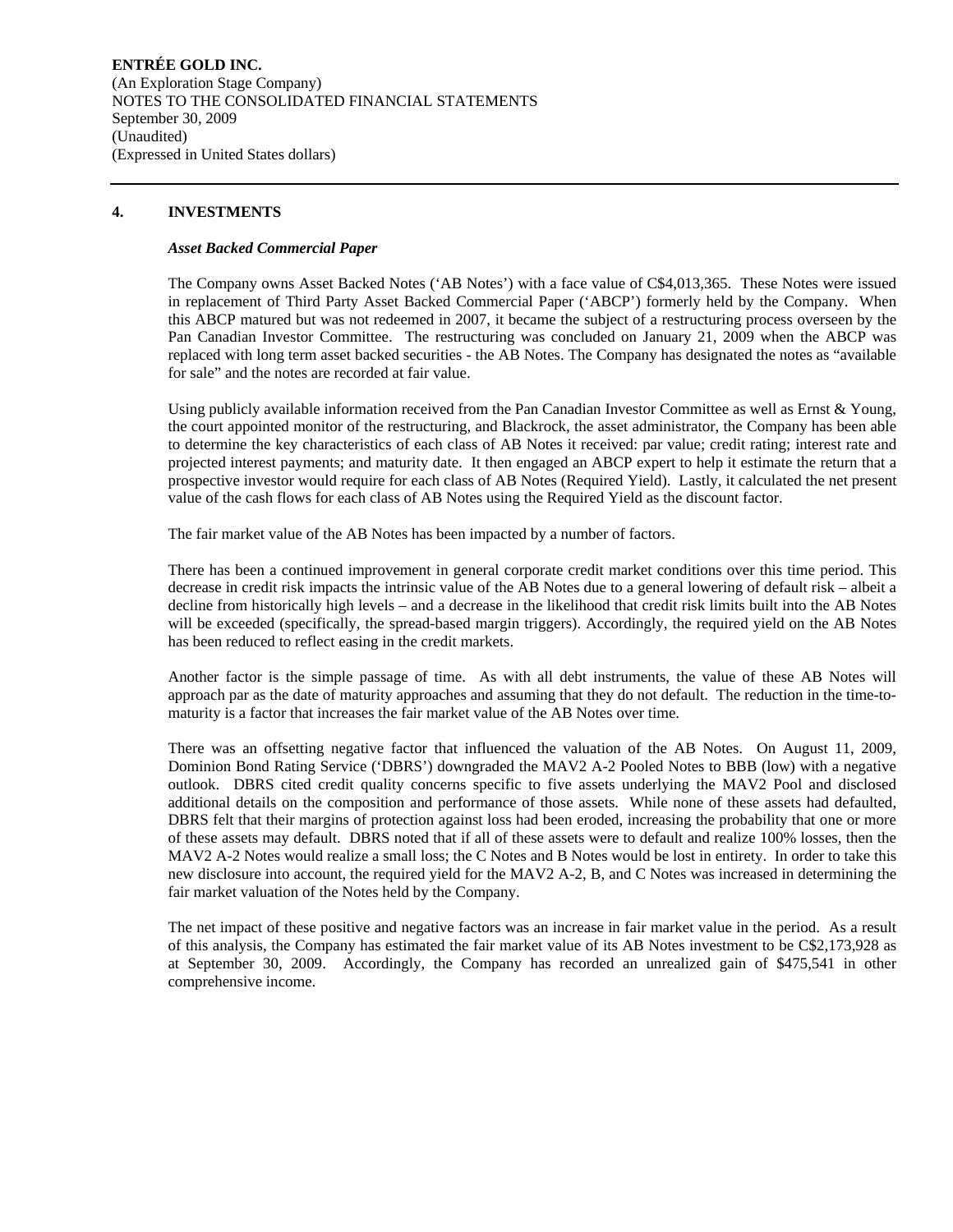## 4. INVESTMENTS

### *Asset Backed Commercial Paper*

The Company owns Asset Backed Notes ('AB Notes') with a face value of C$4,013,365. These Notes were issued in replacement of Third Party Asset Backed Commercial Paper ('ABCP') formerly held by the Company. When this ABCP matured but was not redeemed in 2007, it became the subject of a restructuring process overseen by the Pan Canadian Investor Committee. The restructuring was concluded on January 21, 2009 when the ABCP was replaced with long term asset backed securities - the AB Notes. The Company has designated the notes as "available for sale" and the notes are recorded at fair value.

Using publicly available information received from the Pan Canadian Investor Committee as well as Ernst & Young, the court appointed monitor of the restructuring, and Blackrock, the asset administrator, the Company has been able to determine the key characteristics of each class of AB Notes it received: par value; credit rating; interest rate and projected interest payments; and maturity date. It then engaged an ABCP expert to help it estimate the return that a prospective investor would require for each class of AB Notes (Required Yield). Lastly, it calculated the net present value of the cash flows for each class of AB Notes using the Required Yield as the discount factor.

The fair market value of the AB Notes has been impacted by a number of factors.

There has been a continued improvement in general corporate credit market conditions over this time period. This decrease in credit risk impacts the intrinsic value of the AB Notes due to a general lowering of default risk – albeit a decline from historically high levels – and a decrease in the likelihood that credit risk limits built into the AB Notes will be exceeded (specifically, the spread-based margin triggers). Accordingly, the required yield on the AB Notes has been reduced to reflect easing in the credit markets.

Another factor is the simple passage of time. As with all debt instruments, the value of these AB Notes will approach par as the date of maturity approaches and assuming that they do not default. The reduction in the time-to-maturity is a factor that increases the fair market value of the AB Notes over time.

There was an offsetting negative factor that influenced the valuation of the AB Notes. On August 11, 2009, Dominion Bond Rating Service ('DBRS') downgraded the MAV2 A-2 Pooled Notes to BBB (low) with a negative outlook. DBRS cited credit quality concerns specific to five assets underlying the MAV2 Pool and disclosed additional details on the composition and performance of those assets. While none of these assets had defaulted, DBRS felt that their margins of protection against loss had been eroded, increasing the probability that one or more of these assets may default. DBRS noted that if all of these assets were to default and realize 100% losses, then the MAV2 A-2 Notes would realize a small loss; the C Notes and B Notes would be lost in entirety. In order to take this new disclosure into account, the required yield for the MAV2 A-2, B, and C Notes was increased in determining the fair market valuation of the Notes held by the Company.

The net impact of these positive and negative factors was an increase in fair market value in the period. As a result of this analysis, the Company has estimated the fair market value of its AB Notes investment to be C$2,173,928 as at September 30, 2009. Accordingly, the Company has recorded an unrealized gain of $475,541 in other comprehensive income.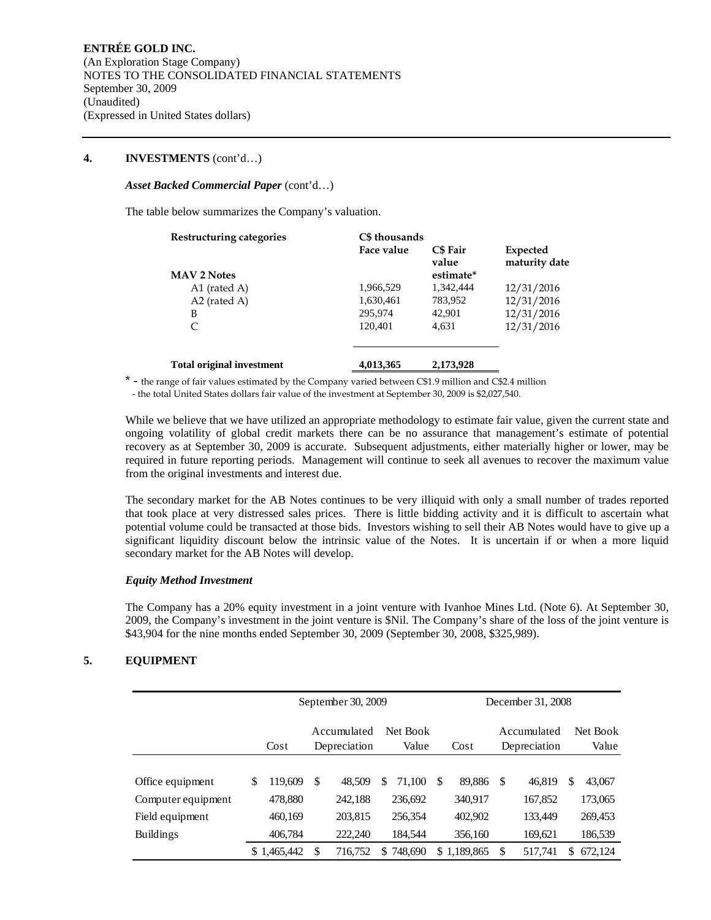**ENTRÉE GOLD INC.**
(An Exploration Stage Company)
NOTES TO THE CONSOLIDATED FINANCIAL STATEMENTS
September 30, 2009
(Unaudited)
(Expressed in United States dollars)

**4. INVESTMENTS** (cont'd…)

***Asset Backed Commercial Paper*** (cont'd…)

The table below summarizes the Company's valuation.

| **Restructuring categories** | **C$ thousands** | | |
|---|---|---|---|
| | **Face value** | **C$ Fair value estimate*** | **Expected maturity date** |
| **MAV 2 Notes** | | | |
| A1 (rated A) | 1,966,529 | 1,342,444 | 12/31/2016 |
| A2 (rated A) | 1,630,461 | 783,952 | 12/31/2016 |
| B | 295,974 | 42,901 | 12/31/2016 |
| C | 120,401 | 4,631 | 12/31/2016 |
| **Total original investment** | **4,013,365** | **2,173,928** | |

* - the range of fair values estimated by the Company varied between C$1.9 million and C$2.4 million
- the total United States dollars fair value of the investment at September 30, 2009 is $2,027,540.

While we believe that we have utilized an appropriate methodology to estimate fair value, given the current state and ongoing volatility of global credit markets there can be no assurance that management's estimate of potential recovery as at September 30, 2009 is accurate. Subsequent adjustments, either materially higher or lower, may be required in future reporting periods. Management will continue to seek all avenues to recover the maximum value from the original investments and interest due.

The secondary market for the AB Notes continues to be very illiquid with only a small number of trades reported that took place at very distressed sales prices. There is little bidding activity and it is difficult to ascertain what potential volume could be transacted at those bids. Investors wishing to sell their AB Notes would have to give up a significant liquidity discount below the intrinsic value of the Notes. It is uncertain if or when a more liquid secondary market for the AB Notes will develop.

***Equity Method Investment***

The Company has a 20% equity investment in a joint venture with Ivanhoe Mines Ltd. (Note 6). At September 30, 2009, the Company's investment in the joint venture is $Nil. The Company's share of the loss of the joint venture is $43,904 for the nine months ended September 30, 2009 (September 30, 2008, $325,989).

**5. EQUIPMENT**

| | September 30, 2009 | | | December 31, 2008 | | |
|---|---|---|---|---|---|---|
| | Cost | Accumulated Depreciation | Net Book Value | Cost | Accumulated Depreciation | Net Book Value |
| Office equipment | $ 119,609 | $ 48,509 | $ 71,100 | $ 89,886 | $ 46,819 | $ 43,067 |
| Computer equipment | 478,880 | 242,188 | 236,692 | 340,917 | 167,852 | 173,065 |
| Field equipment | 460,169 | 203,815 | 256,354 | 402,902 | 133,449 | 269,453 |
| Buildings | 406,784 | 222,240 | 184,544 | 356,160 | 169,621 | 186,539 |
| | $ 1,465,442 | $ 716,752 | $ 748,690 | $ 1,189,865 | $ 517,741 | $ 672,124 |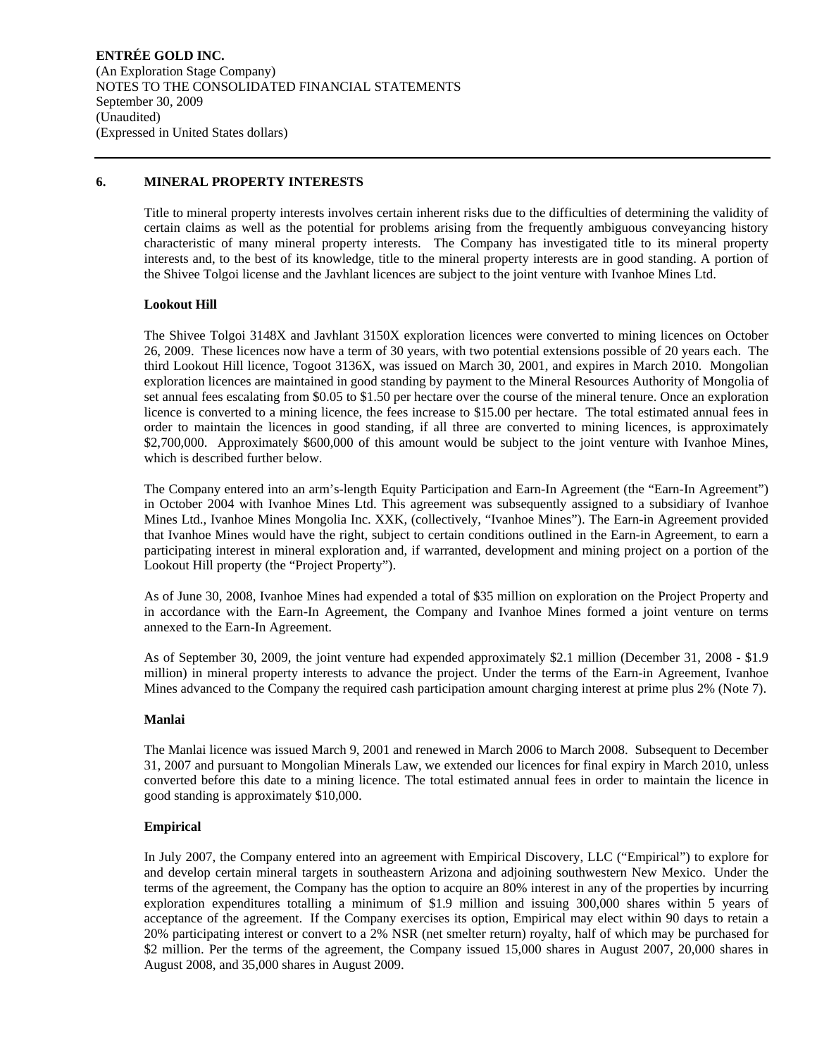## 6. MINERAL PROPERTY INTERESTS

Title to mineral property interests involves certain inherent risks due to the difficulties of determining the validity of certain claims as well as the potential for problems arising from the frequently ambiguous conveyancing history characteristic of many mineral property interests. The Company has investigated title to its mineral property interests and, to the best of its knowledge, title to the mineral property interests are in good standing. A portion of the Shivee Tolgoi license and the Javhlant licences are subject to the joint venture with Ivanhoe Mines Ltd.

### Lookout Hill

The Shivee Tolgoi 3148X and Javhlant 3150X exploration licences were converted to mining licences on October 26, 2009. These licences now have a term of 30 years, with two potential extensions possible of 20 years each. The third Lookout Hill licence, Togoot 3136X, was issued on March 30, 2001, and expires in March 2010. Mongolian exploration licences are maintained in good standing by payment to the Mineral Resources Authority of Mongolia of set annual fees escalating from \$0.05 to \$1.50 per hectare over the course of the mineral tenure. Once an exploration licence is converted to a mining licence, the fees increase to \$15.00 per hectare. The total estimated annual fees in order to maintain the licences in good standing, if all three are converted to mining licences, is approximately \$2,700,000. Approximately \$600,000 of this amount would be subject to the joint venture with Ivanhoe Mines, which is described further below.

The Company entered into an arm's-length Equity Participation and Earn-In Agreement (the "Earn-In Agreement") in October 2004 with Ivanhoe Mines Ltd. This agreement was subsequently assigned to a subsidiary of Ivanhoe Mines Ltd., Ivanhoe Mines Mongolia Inc. XXK, (collectively, "Ivanhoe Mines"). The Earn-in Agreement provided that Ivanhoe Mines would have the right, subject to certain conditions outlined in the Earn-in Agreement, to earn a participating interest in mineral exploration and, if warranted, development and mining project on a portion of the Lookout Hill property (the "Project Property").

As of June 30, 2008, Ivanhoe Mines had expended a total of \$35 million on exploration on the Project Property and in accordance with the Earn-In Agreement, the Company and Ivanhoe Mines formed a joint venture on terms annexed to the Earn-In Agreement.

As of September 30, 2009, the joint venture had expended approximately \$2.1 million (December 31, 2008 - \$1.9 million) in mineral property interests to advance the project. Under the terms of the Earn-in Agreement, Ivanhoe Mines advanced to the Company the required cash participation amount charging interest at prime plus 2% (Note 7).

### Manlai

The Manlai licence was issued March 9, 2001 and renewed in March 2006 to March 2008. Subsequent to December 31, 2007 and pursuant to Mongolian Minerals Law, we extended our licences for final expiry in March 2010, unless converted before this date to a mining licence. The total estimated annual fees in order to maintain the licence in good standing is approximately \$10,000.

### Empirical

In July 2007, the Company entered into an agreement with Empirical Discovery, LLC ("Empirical") to explore for and develop certain mineral targets in southeastern Arizona and adjoining southwestern New Mexico. Under the terms of the agreement, the Company has the option to acquire an 80% interest in any of the properties by incurring exploration expenditures totalling a minimum of \$1.9 million and issuing 300,000 shares within 5 years of acceptance of the agreement. If the Company exercises its option, Empirical may elect within 90 days to retain a 20% participating interest or convert to a 2% NSR (net smelter return) royalty, half of which may be purchased for \$2 million. Per the terms of the agreement, the Company issued 15,000 shares in August 2007, 20,000 shares in August 2008, and 35,000 shares in August 2009.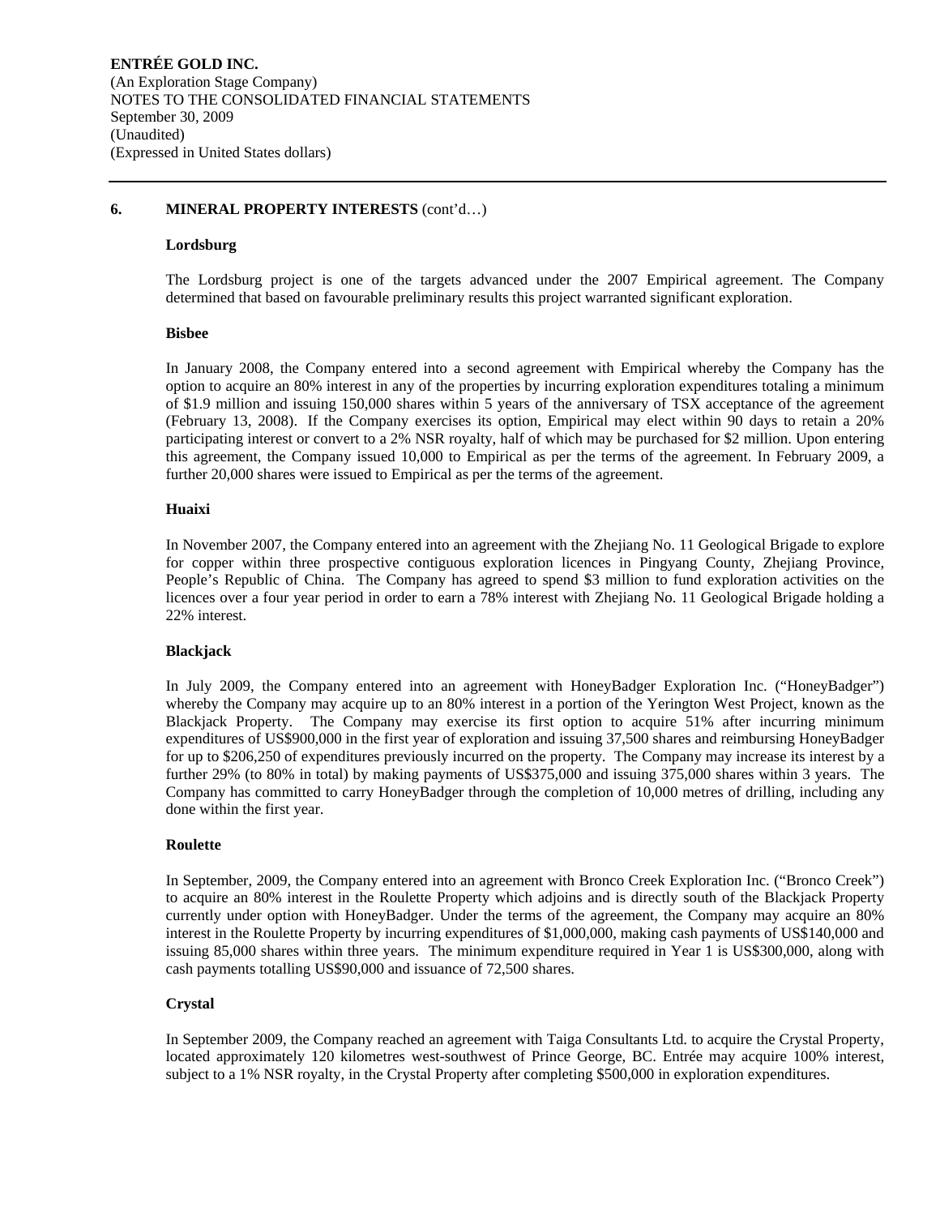## 6. MINERAL PROPERTY INTERESTS (cont'd…)

### Lordsburg

The Lordsburg project is one of the targets advanced under the 2007 Empirical agreement. The Company determined that based on favourable preliminary results this project warranted significant exploration.

### Bisbee

In January 2008, the Company entered into a second agreement with Empirical whereby the Company has the option to acquire an 80% interest in any of the properties by incurring exploration expenditures totaling a minimum of $1.9 million and issuing 150,000 shares within 5 years of the anniversary of TSX acceptance of the agreement (February 13, 2008). If the Company exercises its option, Empirical may elect within 90 days to retain a 20% participating interest or convert to a 2% NSR royalty, half of which may be purchased for $2 million. Upon entering this agreement, the Company issued 10,000 to Empirical as per the terms of the agreement. In February 2009, a further 20,000 shares were issued to Empirical as per the terms of the agreement.

### Huaixi

In November 2007, the Company entered into an agreement with the Zhejiang No. 11 Geological Brigade to explore for copper within three prospective contiguous exploration licences in Pingyang County, Zhejiang Province, People's Republic of China. The Company has agreed to spend $3 million to fund exploration activities on the licences over a four year period in order to earn a 78% interest with Zhejiang No. 11 Geological Brigade holding a 22% interest.

### Blackjack

In July 2009, the Company entered into an agreement with HoneyBadger Exploration Inc. ("HoneyBadger") whereby the Company may acquire up to an 80% interest in a portion of the Yerington West Project, known as the Blackjack Property. The Company may exercise its first option to acquire 51% after incurring minimum expenditures of US$900,000 in the first year of exploration and issuing 37,500 shares and reimbursing HoneyBadger for up to $206,250 of expenditures previously incurred on the property. The Company may increase its interest by a further 29% (to 80% in total) by making payments of US$375,000 and issuing 375,000 shares within 3 years. The Company has committed to carry HoneyBadger through the completion of 10,000 metres of drilling, including any done within the first year.

### Roulette

In September, 2009, the Company entered into an agreement with Bronco Creek Exploration Inc. ("Bronco Creek") to acquire an 80% interest in the Roulette Property which adjoins and is directly south of the Blackjack Property currently under option with HoneyBadger. Under the terms of the agreement, the Company may acquire an 80% interest in the Roulette Property by incurring expenditures of $1,000,000, making cash payments of US$140,000 and issuing 85,000 shares within three years. The minimum expenditure required in Year 1 is US$300,000, along with cash payments totalling US$90,000 and issuance of 72,500 shares.

### Crystal

In September 2009, the Company reached an agreement with Taiga Consultants Ltd. to acquire the Crystal Property, located approximately 120 kilometres west-southwest of Prince George, BC. Entrée may acquire 100% interest, subject to a 1% NSR royalty, in the Crystal Property after completing $500,000 in exploration expenditures.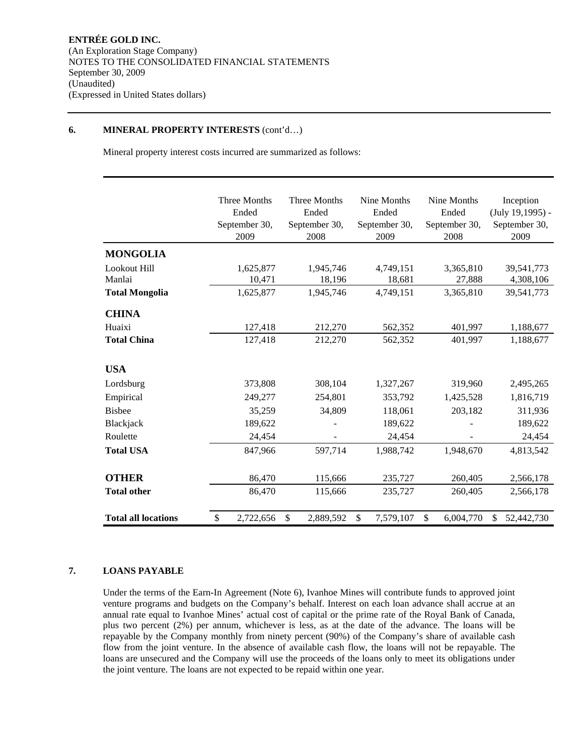**ENTRÉE GOLD INC.**
(An Exploration Stage Company)
NOTES TO THE CONSOLIDATED FINANCIAL STATEMENTS
September 30, 2009
(Unaudited)
(Expressed in United States dollars)

## 6. MINERAL PROPERTY INTERESTS (cont'd…)

Mineral property interest costs incurred are summarized as follows:

| | Three Months Ended September 30, 2009 | Three Months Ended September 30, 2008 | Nine Months Ended September 30, 2009 | Nine Months Ended September 30, 2008 | Inception (July 19,1995) - September 30, 2009 |
|---|---|---|---|---|---|
| **MONGOLIA** | | | | | |
| Lookout Hill | 1,625,877 | 1,945,746 | 4,749,151 | 3,365,810 | 39,541,773 |
| Manlai | 10,471 | 18,196 | 18,681 | 27,888 | 4,308,106 |
| **Total Mongolia** | 1,625,877 | 1,945,746 | 4,749,151 | 3,365,810 | 39,541,773 |
| **CHINA** | | | | | |
| Huaixi | 127,418 | 212,270 | 562,352 | 401,997 | 1,188,677 |
| **Total China** | 127,418 | 212,270 | 562,352 | 401,997 | 1,188,677 |
| **USA** | | | | | |
| Lordsburg | 373,808 | 308,104 | 1,327,267 | 319,960 | 2,495,265 |
| Empirical | 249,277 | 254,801 | 353,792 | 1,425,528 | 1,816,719 |
| Bisbee | 35,259 | 34,809 | 118,061 | 203,182 | 311,936 |
| Blackjack | 189,622 | - | 189,622 | - | 189,622 |
| Roulette | 24,454 | - | 24,454 | - | 24,454 |
| **Total USA** | 847,966 | 597,714 | 1,988,742 | 1,948,670 | 4,813,542 |
| **OTHER** | 86,470 | 115,666 | 235,727 | 260,405 | 2,566,178 |
| **Total other** | 86,470 | 115,666 | 235,727 | 260,405 | 2,566,178 |
| **Total all locations** | $ 2,722,656 | $ 2,889,592 | $ 7,579,107 | $ 6,004,770 | $ 52,442,730 |

## 7. LOANS PAYABLE

Under the terms of the Earn-In Agreement (Note 6), Ivanhoe Mines will contribute funds to approved joint venture programs and budgets on the Company's behalf. Interest on each loan advance shall accrue at an annual rate equal to Ivanhoe Mines' actual cost of capital or the prime rate of the Royal Bank of Canada, plus two percent (2%) per annum, whichever is less, as at the date of the advance. The loans will be repayable by the Company monthly from ninety percent (90%) of the Company's share of available cash flow from the joint venture. In the absence of available cash flow, the loans will not be repayable. The loans are unsecured and the Company will use the proceeds of the loans only to meet its obligations under the joint venture. The loans are not expected to be repaid within one year.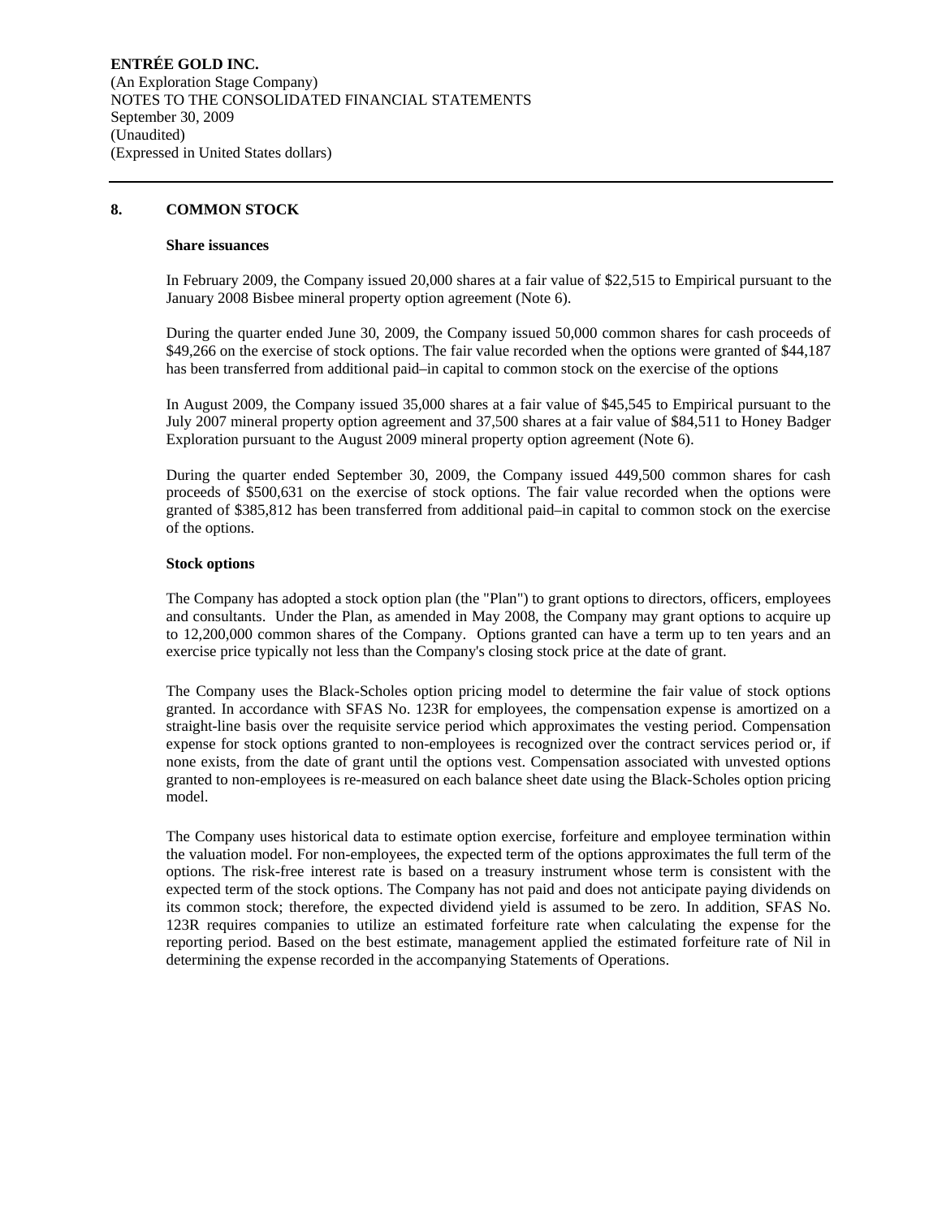**ENTRÉE GOLD INC.**
(An Exploration Stage Company)
NOTES TO THE CONSOLIDATED FINANCIAL STATEMENTS
September 30, 2009
(Unaudited)
(Expressed in United States dollars)

## 8. COMMON STOCK

### Share issuances

In February 2009, the Company issued 20,000 shares at a fair value of $22,515 to Empirical pursuant to the January 2008 Bisbee mineral property option agreement (Note 6).

During the quarter ended June 30, 2009, the Company issued 50,000 common shares for cash proceeds of $49,266 on the exercise of stock options. The fair value recorded when the options were granted of $44,187 has been transferred from additional paid–in capital to common stock on the exercise of the options

In August 2009, the Company issued 35,000 shares at a fair value of $45,545 to Empirical pursuant to the July 2007 mineral property option agreement and 37,500 shares at a fair value of $84,511 to Honey Badger Exploration pursuant to the August 2009 mineral property option agreement (Note 6).

During the quarter ended September 30, 2009, the Company issued 449,500 common shares for cash proceeds of $500,631 on the exercise of stock options. The fair value recorded when the options were granted of $385,812 has been transferred from additional paid–in capital to common stock on the exercise of the options.

### Stock options

The Company has adopted a stock option plan (the "Plan") to grant options to directors, officers, employees and consultants. Under the Plan, as amended in May 2008, the Company may grant options to acquire up to 12,200,000 common shares of the Company. Options granted can have a term up to ten years and an exercise price typically not less than the Company's closing stock price at the date of grant.

The Company uses the Black-Scholes option pricing model to determine the fair value of stock options granted. In accordance with SFAS No. 123R for employees, the compensation expense is amortized on a straight-line basis over the requisite service period which approximates the vesting period. Compensation expense for stock options granted to non-employees is recognized over the contract services period or, if none exists, from the date of grant until the options vest. Compensation associated with unvested options granted to non-employees is re-measured on each balance sheet date using the Black-Scholes option pricing model.

The Company uses historical data to estimate option exercise, forfeiture and employee termination within the valuation model. For non-employees, the expected term of the options approximates the full term of the options. The risk-free interest rate is based on a treasury instrument whose term is consistent with the expected term of the stock options. The Company has not paid and does not anticipate paying dividends on its common stock; therefore, the expected dividend yield is assumed to be zero. In addition, SFAS No. 123R requires companies to utilize an estimated forfeiture rate when calculating the expense for the reporting period. Based on the best estimate, management applied the estimated forfeiture rate of Nil in determining the expense recorded in the accompanying Statements of Operations.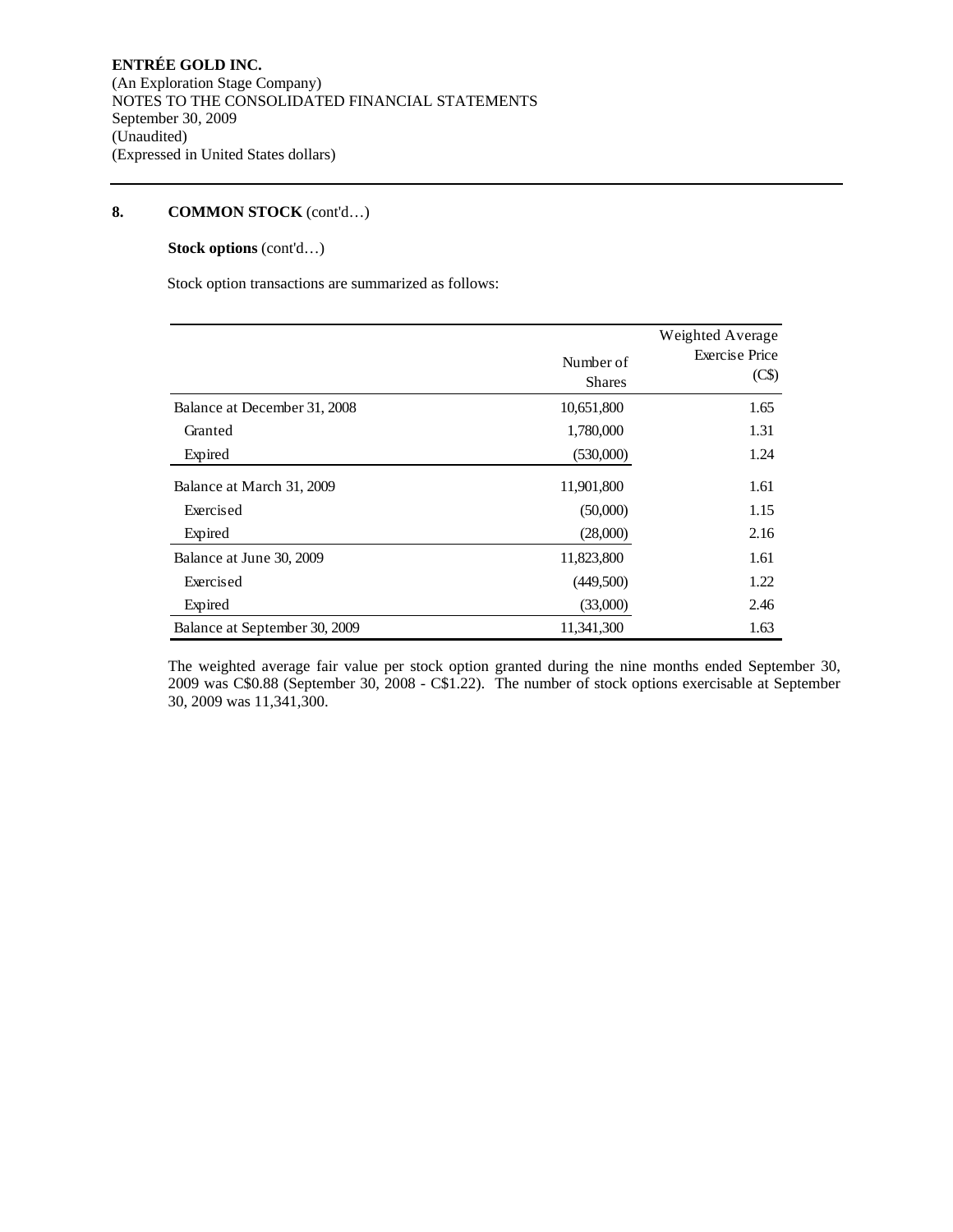**ENTRÉE GOLD INC.**
(An Exploration Stage Company)
NOTES TO THE CONSOLIDATED FINANCIAL STATEMENTS
September 30, 2009
(Unaudited)
(Expressed in United States dollars)

## 8. COMMON STOCK (cont'd…)

**Stock options** (cont'd…)

Stock option transactions are summarized as follows:

| | Number of Shares | Weighted Average Exercise Price (C$) |
|---|---|---|
| Balance at December 31, 2008 | 10,651,800 | 1.65 |
| Granted | 1,780,000 | 1.31 |
| Expired | (530,000) | 1.24 |
| Balance at March 31, 2009 | 11,901,800 | 1.61 |
| Exercised | (50,000) | 1.15 |
| Expired | (28,000) | 2.16 |
| Balance at June 30, 2009 | 11,823,800 | 1.61 |
| Exercised | (449,500) | 1.22 |
| Expired | (33,000) | 2.46 |
| Balance at September 30, 2009 | 11,341,300 | 1.63 |

The weighted average fair value per stock option granted during the nine months ended September 30, 2009 was C$0.88 (September 30, 2008 - C$1.22). The number of stock options exercisable at September 30, 2009 was 11,341,300.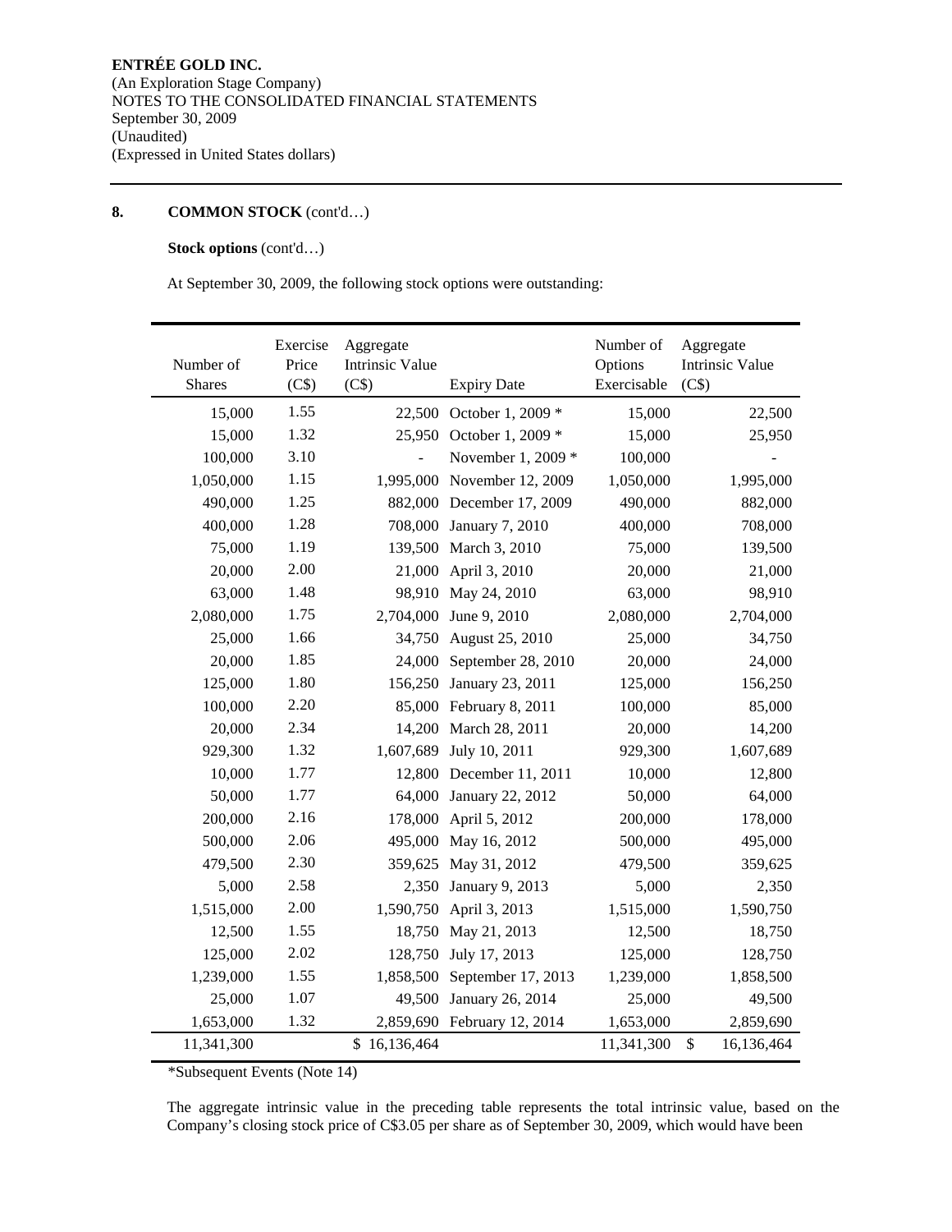**ENTRÉE GOLD INC.**
(An Exploration Stage Company)
NOTES TO THE CONSOLIDATED FINANCIAL STATEMENTS
September 30, 2009
(Unaudited)
(Expressed in United States dollars)

## 8. COMMON STOCK (cont'd…)

**Stock options** (cont'd…)

At September 30, 2009, the following stock options were outstanding:

| Number of Shares | Exercise Price (C$) | Aggregate Intrinsic Value (C$) | Expiry Date | Number of Options Exercisable | Aggregate Intrinsic Value (C$) |
|---|---|---|---|---|---|
| 15,000 | 1.55 | 22,500 | October 1, 2009 * | 15,000 | 22,500 |
| 15,000 | 1.32 | 25,950 | October 1, 2009 * | 15,000 | 25,950 |
| 100,000 | 3.10 | - | November 1, 2009 * | 100,000 | - |
| 1,050,000 | 1.15 | 1,995,000 | November 12, 2009 | 1,050,000 | 1,995,000 |
| 490,000 | 1.25 | 882,000 | December 17, 2009 | 490,000 | 882,000 |
| 400,000 | 1.28 | 708,000 | January 7, 2010 | 400,000 | 708,000 |
| 75,000 | 1.19 | 139,500 | March 3, 2010 | 75,000 | 139,500 |
| 20,000 | 2.00 | 21,000 | April 3, 2010 | 20,000 | 21,000 |
| 63,000 | 1.48 | 98,910 | May 24, 2010 | 63,000 | 98,910 |
| 2,080,000 | 1.75 | 2,704,000 | June 9, 2010 | 2,080,000 | 2,704,000 |
| 25,000 | 1.66 | 34,750 | August 25, 2010 | 25,000 | 34,750 |
| 20,000 | 1.85 | 24,000 | September 28, 2010 | 20,000 | 24,000 |
| 125,000 | 1.80 | 156,250 | January 23, 2011 | 125,000 | 156,250 |
| 100,000 | 2.20 | 85,000 | February 8, 2011 | 100,000 | 85,000 |
| 20,000 | 2.34 | 14,200 | March 28, 2011 | 20,000 | 14,200 |
| 929,300 | 1.32 | 1,607,689 | July 10, 2011 | 929,300 | 1,607,689 |
| 10,000 | 1.77 | 12,800 | December 11, 2011 | 10,000 | 12,800 |
| 50,000 | 1.77 | 64,000 | January 22, 2012 | 50,000 | 64,000 |
| 200,000 | 2.16 | 178,000 | April 5, 2012 | 200,000 | 178,000 |
| 500,000 | 2.06 | 495,000 | May 16, 2012 | 500,000 | 495,000 |
| 479,500 | 2.30 | 359,625 | May 31, 2012 | 479,500 | 359,625 |
| 5,000 | 2.58 | 2,350 | January 9, 2013 | 5,000 | 2,350 |
| 1,515,000 | 2.00 | 1,590,750 | April 3, 2013 | 1,515,000 | 1,590,750 |
| 12,500 | 1.55 | 18,750 | May 21, 2013 | 12,500 | 18,750 |
| 125,000 | 2.02 | 128,750 | July 17, 2013 | 125,000 | 128,750 |
| 1,239,000 | 1.55 | 1,858,500 | September 17, 2013 | 1,239,000 | 1,858,500 |
| 25,000 | 1.07 | 49,500 | January 26, 2014 | 25,000 | 49,500 |
| 1,653,000 | 1.32 | 2,859,690 | February 12, 2014 | 1,653,000 | 2,859,690 |
| 11,341,300 | | $ 16,136,464 | | 11,341,300 | $ 16,136,464 |

*Subsequent Events (Note 14)

The aggregate intrinsic value in the preceding table represents the total intrinsic value, based on the Company's closing stock price of C$3.05 per share as of September 30, 2009, which would have been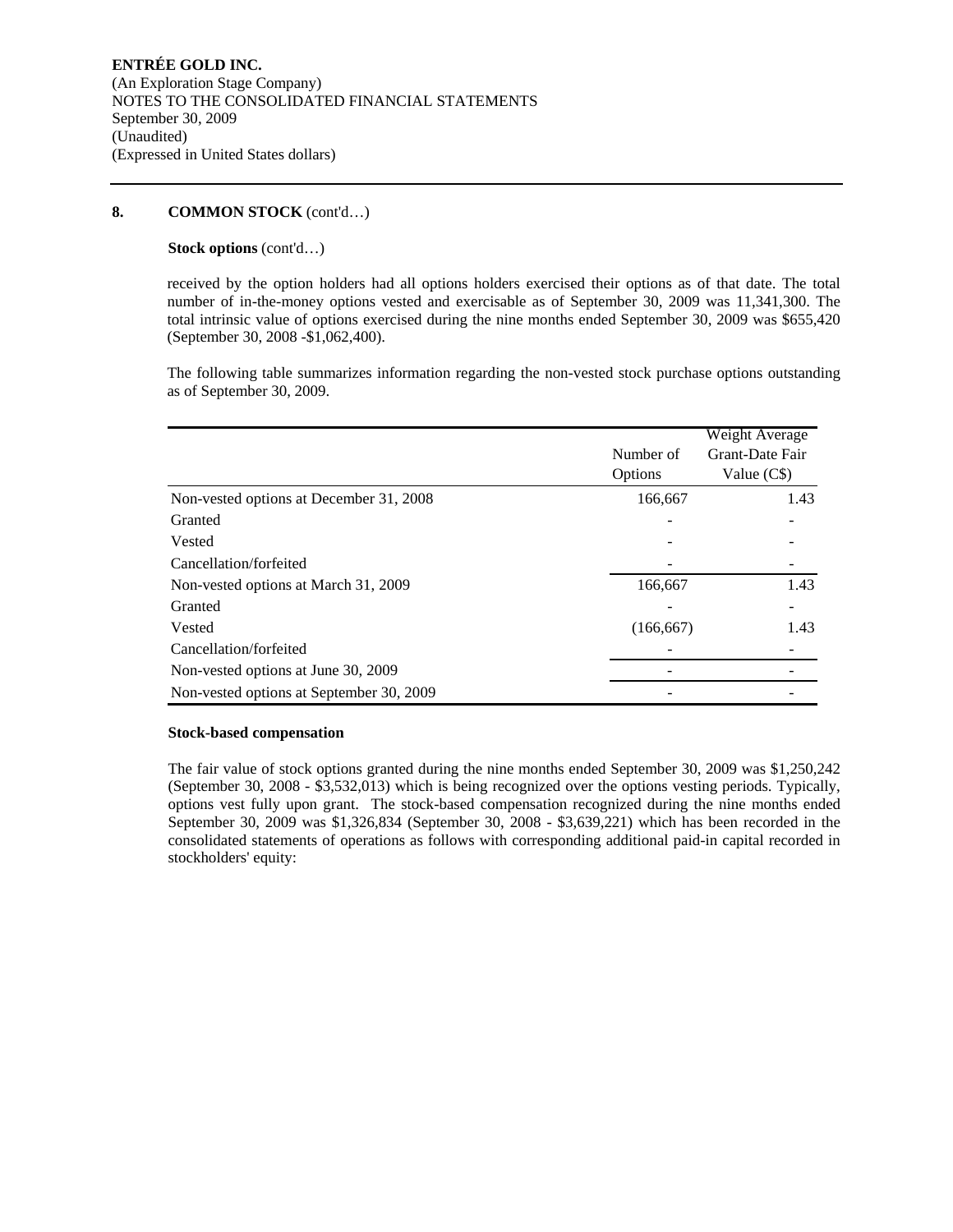## 8. COMMON STOCK (cont'd…)

**Stock options** (cont'd…)

received by the option holders had all options holders exercised their options as of that date. The total number of in-the-money options vested and exercisable as of September 30, 2009 was 11,341,300. The total intrinsic value of options exercised during the nine months ended September 30, 2009 was $655,420 (September 30, 2008 -$1,062,400).

The following table summarizes information regarding the non-vested stock purchase options outstanding as of September 30, 2009.

| | Number of Options | Weight Average Grant-Date Fair Value (C$) |
|---|---|---|
| Non-vested options at December 31, 2008 | 166,667 | 1.43 |
| Granted | - | - |
| Vested | - | - |
| Cancellation/forfeited | - | - |
| Non-vested options at March 31, 2009 | 166,667 | 1.43 |
| Granted | - | - |
| Vested | (166,667) | 1.43 |
| Cancellation/forfeited | - | - |
| Non-vested options at June 30, 2009 | - | - |
| Non-vested options at September 30, 2009 | - | - |

**Stock-based compensation**

The fair value of stock options granted during the nine months ended September 30, 2009 was $1,250,242 (September 30, 2008 - $3,532,013) which is being recognized over the options vesting periods. Typically, options vest fully upon grant. The stock-based compensation recognized during the nine months ended September 30, 2009 was $1,326,834 (September 30, 2008 - $3,639,221) which has been recorded in the consolidated statements of operations as follows with corresponding additional paid-in capital recorded in stockholders' equity: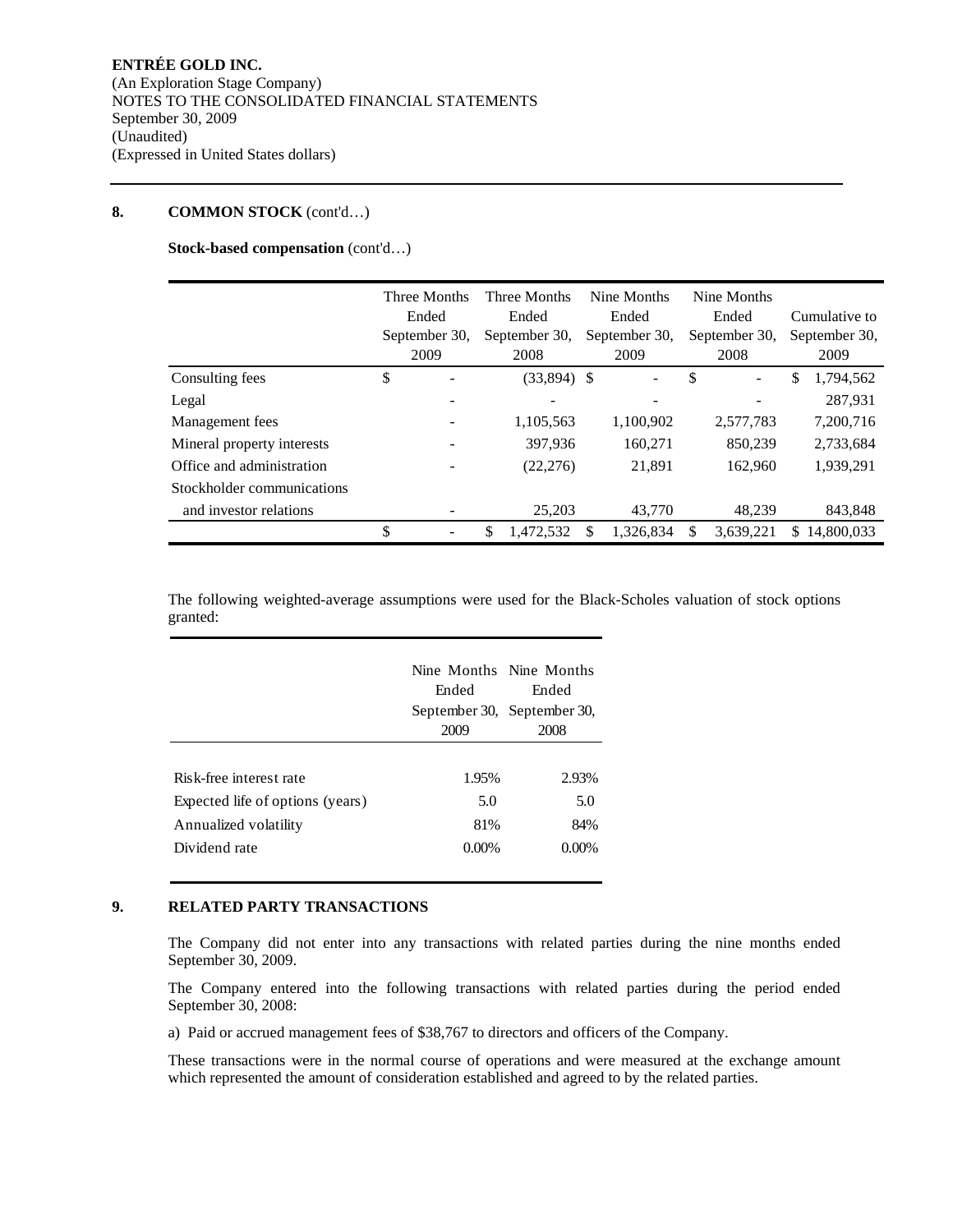**ENTRÉE GOLD INC.**
(An Exploration Stage Company)
NOTES TO THE CONSOLIDATED FINANCIAL STATEMENTS
September 30, 2009
(Unaudited)
(Expressed in United States dollars)

## 8. COMMON STOCK (cont'd…)

**Stock-based compensation** (cont'd…)

| | Three Months Ended September 30, 2009 | Three Months Ended September 30, 2008 | Nine Months Ended September 30, 2009 | Nine Months Ended September 30, 2008 | Cumulative to September 30, 2009 |
|---|---|---|---|---|---|
| Consulting fees | $ - | (33,894) | $ - | $ - | $ 1,794,562 |
| Legal | - | - | - | - | 287,931 |
| Management fees | - | 1,105,563 | 1,100,902 | 2,577,783 | 7,200,716 |
| Mineral property interests | - | 397,936 | 160,271 | 850,239 | 2,733,684 |
| Office and administration | - | (22,276) | 21,891 | 162,960 | 1,939,291 |
| Stockholder communications and investor relations | - | 25,203 | 43,770 | 48,239 | 843,848 |
| | $ - | $ 1,472,532 | $ 1,326,834 | $ 3,639,221 | $ 14,800,033 |

The following weighted-average assumptions were used for the Black-Scholes valuation of stock options granted:

| | Nine Months Ended September 30, 2009 | Nine Months Ended September 30, 2008 |
|---|---|---|
| Risk-free interest rate | 1.95% | 2.93% |
| Expected life of options (years) | 5.0 | 5.0 |
| Annualized volatility | 81% | 84% |
| Dividend rate | 0.00% | 0.00% |

## 9. RELATED PARTY TRANSACTIONS

The Company did not enter into any transactions with related parties during the nine months ended September 30, 2009.

The Company entered into the following transactions with related parties during the period ended September 30, 2008:

a) Paid or accrued management fees of $38,767 to directors and officers of the Company.

These transactions were in the normal course of operations and were measured at the exchange amount which represented the amount of consideration established and agreed to by the related parties.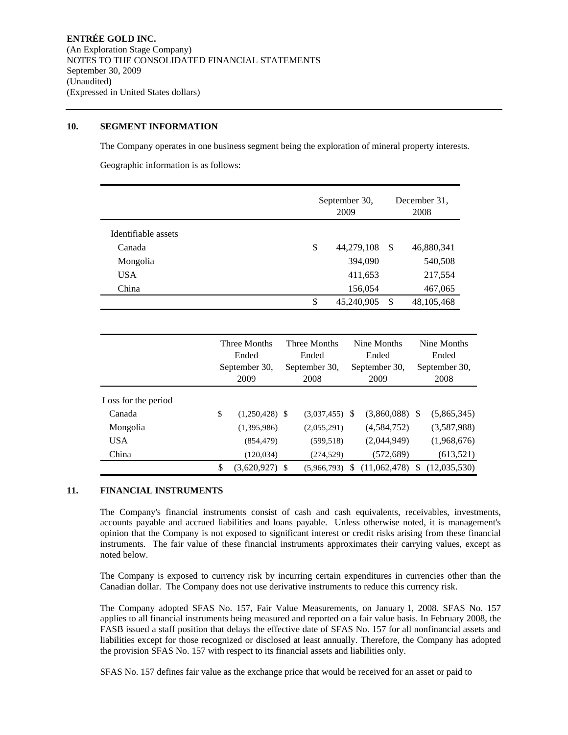**ENTRÉE GOLD INC.**
(An Exploration Stage Company)
NOTES TO THE CONSOLIDATED FINANCIAL STATEMENTS
September 30, 2009
(Unaudited)
(Expressed in United States dollars)

## 10. SEGMENT INFORMATION

The Company operates in one business segment being the exploration of mineral property interests.

Geographic information is as follows:

| | September 30, 2009 | December 31, 2008 |
|---|---|---|
| Identifiable assets | | |
| Canada | $ 44,279,108 | $ 46,880,341 |
| Mongolia | 394,090 | 540,508 |
| USA | 411,653 | 217,554 |
| China | 156,054 | 467,065 |
| | $ 45,240,905 | $ 48,105,468 |

| | Three Months Ended September 30, 2009 | Three Months Ended September 30, 2008 | Nine Months Ended September 30, 2009 | Nine Months Ended September 30, 2008 |
|---|---|---|---|---|
| Loss for the period | | | | |
| Canada | $ (1,250,428) | $ (3,037,455) | $ (3,860,088) | $ (5,865,345) |
| Mongolia | (1,395,986) | (2,055,291) | (4,584,752) | (3,587,988) |
| USA | (854,479) | (599,518) | (2,044,949) | (1,968,676) |
| China | (120,034) | (274,529) | (572,689) | (613,521) |
| | $ (3,620,927) | $ (5,966,793) | $ (11,062,478) | $ (12,035,530) |

## 11. FINANCIAL INSTRUMENTS

The Company's financial instruments consist of cash and cash equivalents, receivables, investments, accounts payable and accrued liabilities and loans payable. Unless otherwise noted, it is management's opinion that the Company is not exposed to significant interest or credit risks arising from these financial instruments. The fair value of these financial instruments approximates their carrying values, except as noted below.

The Company is exposed to currency risk by incurring certain expenditures in currencies other than the Canadian dollar. The Company does not use derivative instruments to reduce this currency risk.

The Company adopted SFAS No. 157, Fair Value Measurements, on January 1, 2008. SFAS No. 157 applies to all financial instruments being measured and reported on a fair value basis. In February 2008, the FASB issued a staff position that delays the effective date of SFAS No. 157 for all nonfinancial assets and liabilities except for those recognized or disclosed at least annually. Therefore, the Company has adopted the provision SFAS No. 157 with respect to its financial assets and liabilities only.

SFAS No. 157 defines fair value as the exchange price that would be received for an asset or paid to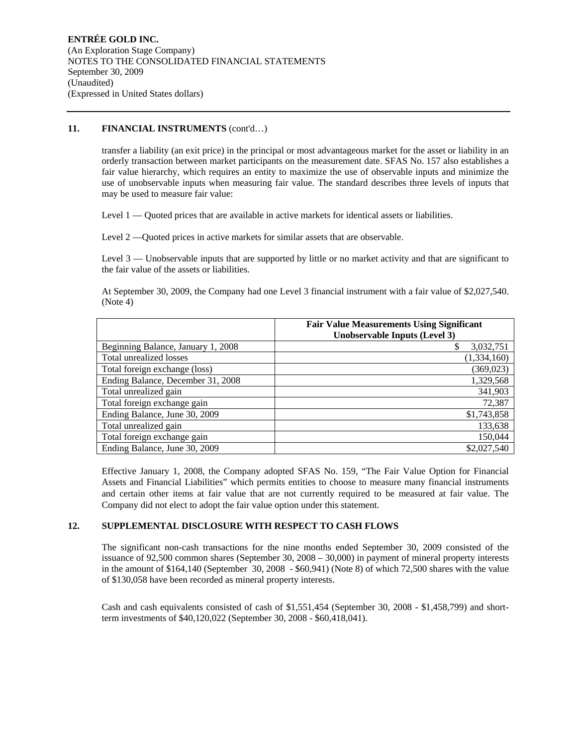## 11. FINANCIAL INSTRUMENTS (cont'd…)

transfer a liability (an exit price) in the principal or most advantageous market for the asset or liability in an orderly transaction between market participants on the measurement date. SFAS No. 157 also establishes a fair value hierarchy, which requires an entity to maximize the use of observable inputs and minimize the use of unobservable inputs when measuring fair value. The standard describes three levels of inputs that may be used to measure fair value:

Level 1 — Quoted prices that are available in active markets for identical assets or liabilities.

Level 2 —Quoted prices in active markets for similar assets that are observable.

Level 3 — Unobservable inputs that are supported by little or no market activity and that are significant to the fair value of the assets or liabilities.

At September 30, 2009, the Company had one Level 3 financial instrument with a fair value of $2,027,540. (Note 4)

| | Fair Value Measurements Using Significant Unobservable Inputs (Level 3) |
|---|---|
| Beginning Balance, January 1, 2008 | $ 3,032,751 |
| Total unrealized losses | (1,334,160) |
| Total foreign exchange (loss) | (369,023) |
| Ending Balance, December 31, 2008 | 1,329,568 |
| Total unrealized gain | 341,903 |
| Total foreign exchange gain | 72,387 |
| Ending Balance, June 30, 2009 | $1,743,858 |
| Total unrealized gain | 133,638 |
| Total foreign exchange gain | 150,044 |
| Ending Balance, June 30, 2009 | $2,027,540 |

Effective January 1, 2008, the Company adopted SFAS No. 159, "The Fair Value Option for Financial Assets and Financial Liabilities" which permits entities to choose to measure many financial instruments and certain other items at fair value that are not currently required to be measured at fair value. The Company did not elect to adopt the fair value option under this statement.

## 12. SUPPLEMENTAL DISCLOSURE WITH RESPECT TO CASH FLOWS

The significant non-cash transactions for the nine months ended September 30, 2009 consisted of the issuance of 92,500 common shares (September 30, 2008 – 30,000) in payment of mineral property interests in the amount of $164,140 (September 30, 2008 - $60,941) (Note 8) of which 72,500 shares with the value of $130,058 have been recorded as mineral property interests.

Cash and cash equivalents consisted of cash of $1,551,454 (September 30, 2008 - $1,458,799) and short-term investments of $40,120,022 (September 30, 2008 - $60,418,041).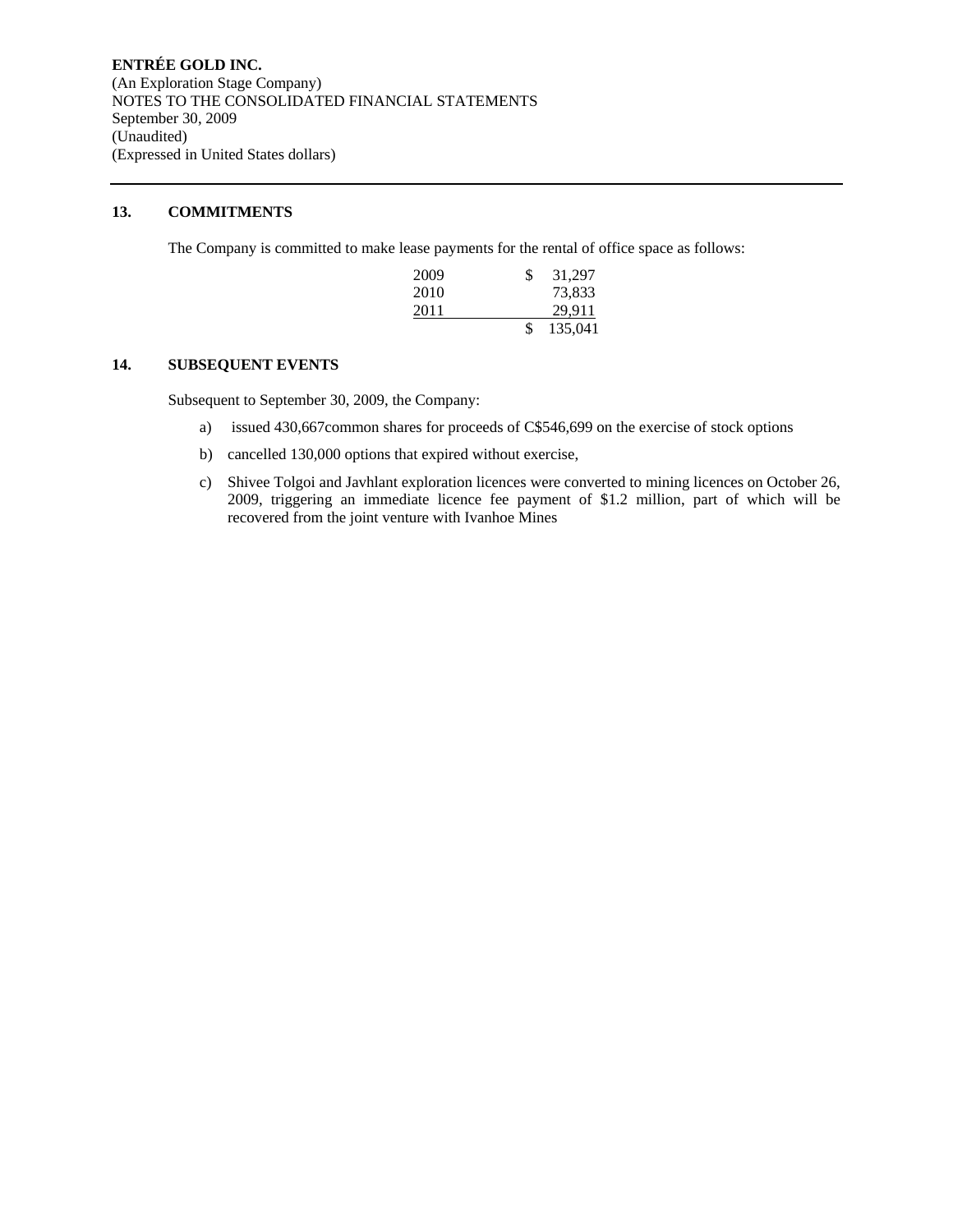**ENTRÉE GOLD INC.**
(An Exploration Stage Company)
NOTES TO THE CONSOLIDATED FINANCIAL STATEMENTS
September 30, 2009
(Unaudited)
(Expressed in United States dollars)

## 13. COMMITMENTS

The Company is committed to make lease payments for the rental of office space as follows:

| | |
|---|---|
| 2009 | $ 31,297 |
| 2010 | 73,833 |
| 2011 | 29,911 |
| | $ 135,041 |

## 14. SUBSEQUENT EVENTS

Subsequent to September 30, 2009, the Company:

a) issued 430,667common shares for proceeds of C$546,699 on the exercise of stock options

b) cancelled 130,000 options that expired without exercise,

c) Shivee Tolgoi and Javhlant exploration licences were converted to mining licences on October 26, 2009, triggering an immediate licence fee payment of $1.2 million, part of which will be recovered from the joint venture with Ivanhoe Mines